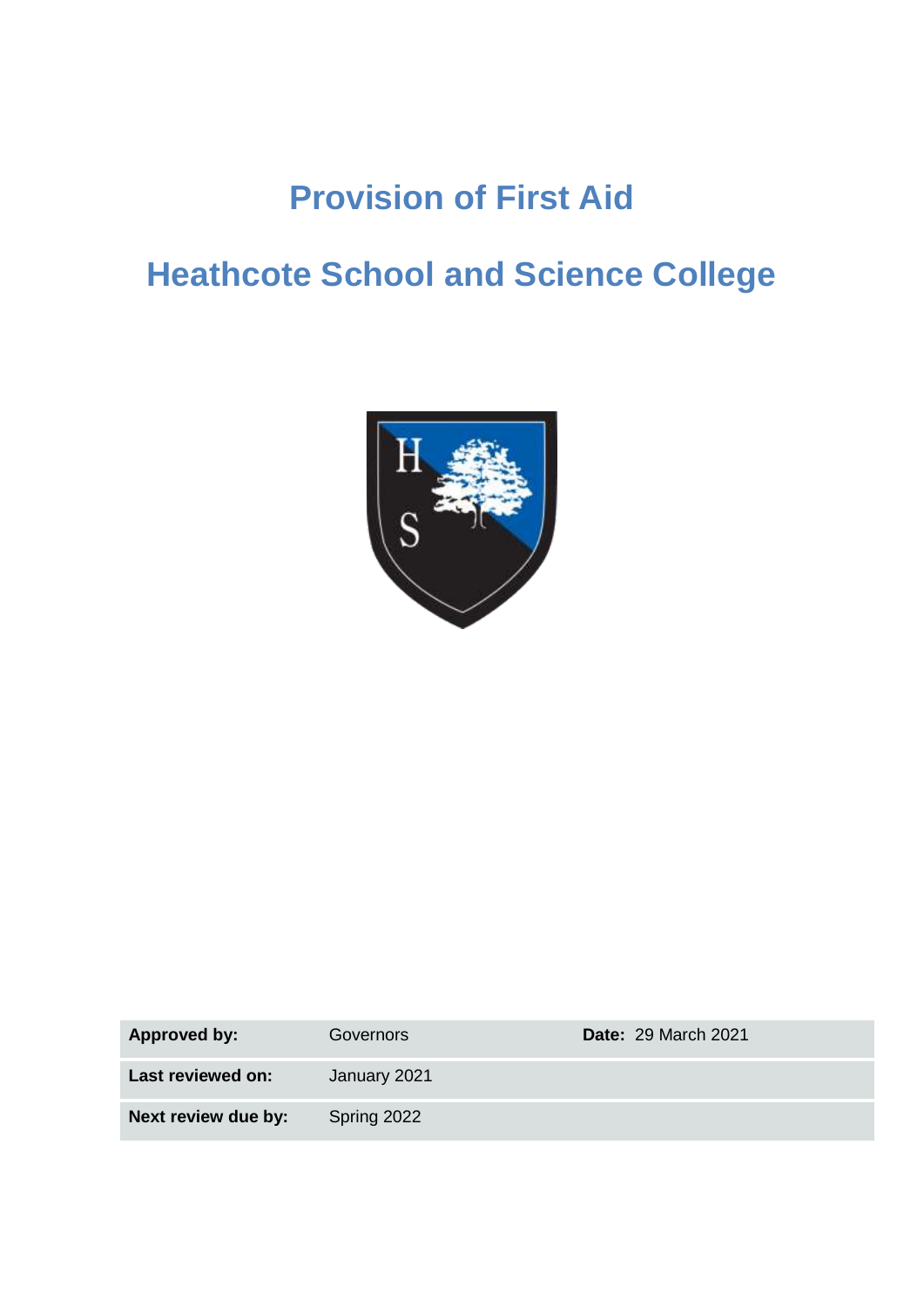# Provision of First Aid

# Heathcote School and Science College

| **Approved by:** | Governors | **Date:** 29 March 2021 |
|---|---|---|
| **Last reviewed on:** | January 2021 | |
| **Next review due by:** | Spring 2022 | |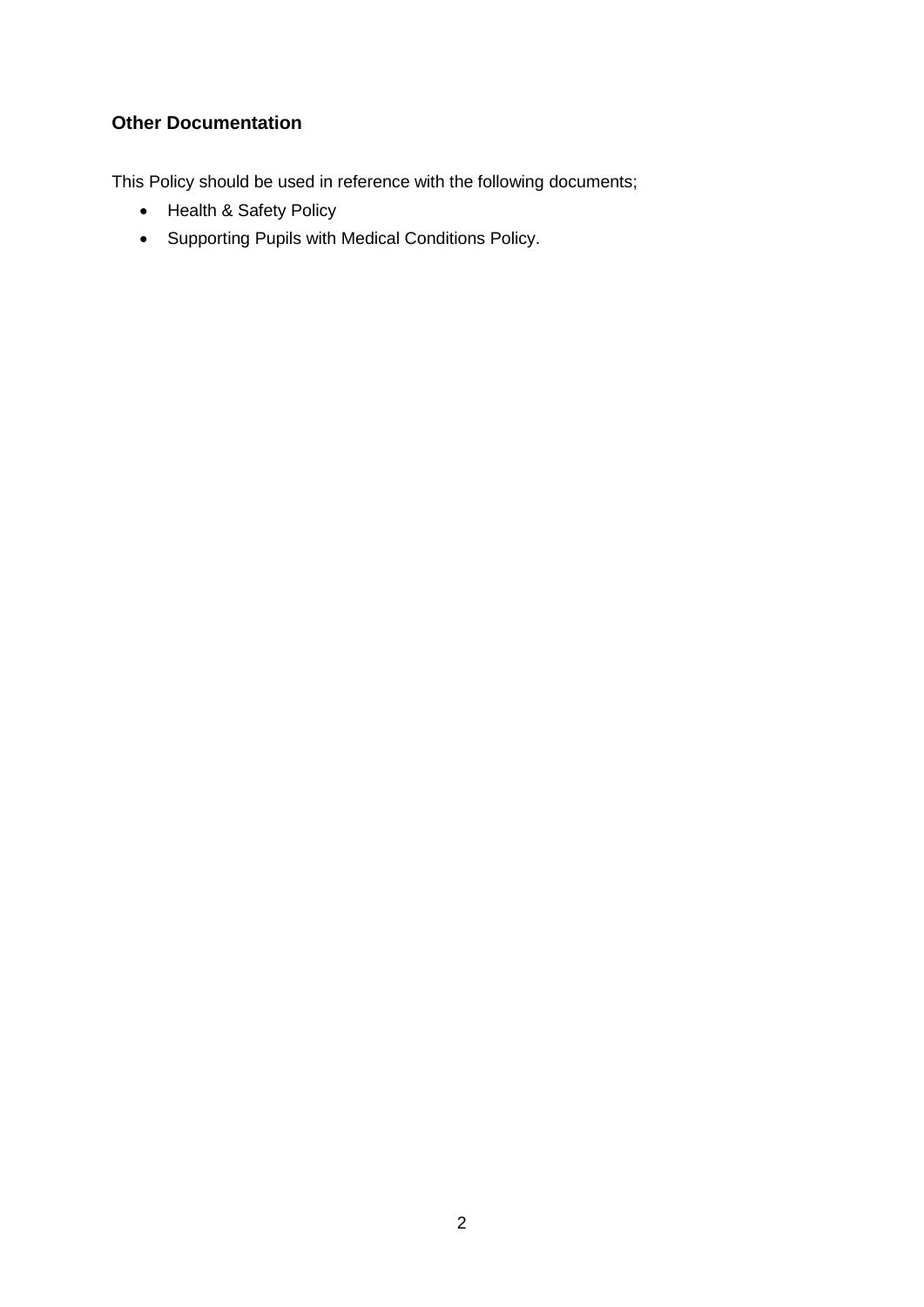### Other Documentation

This Policy should be used in reference with the following documents;

- Health & Safety Policy
- Supporting Pupils with Medical Conditions Policy.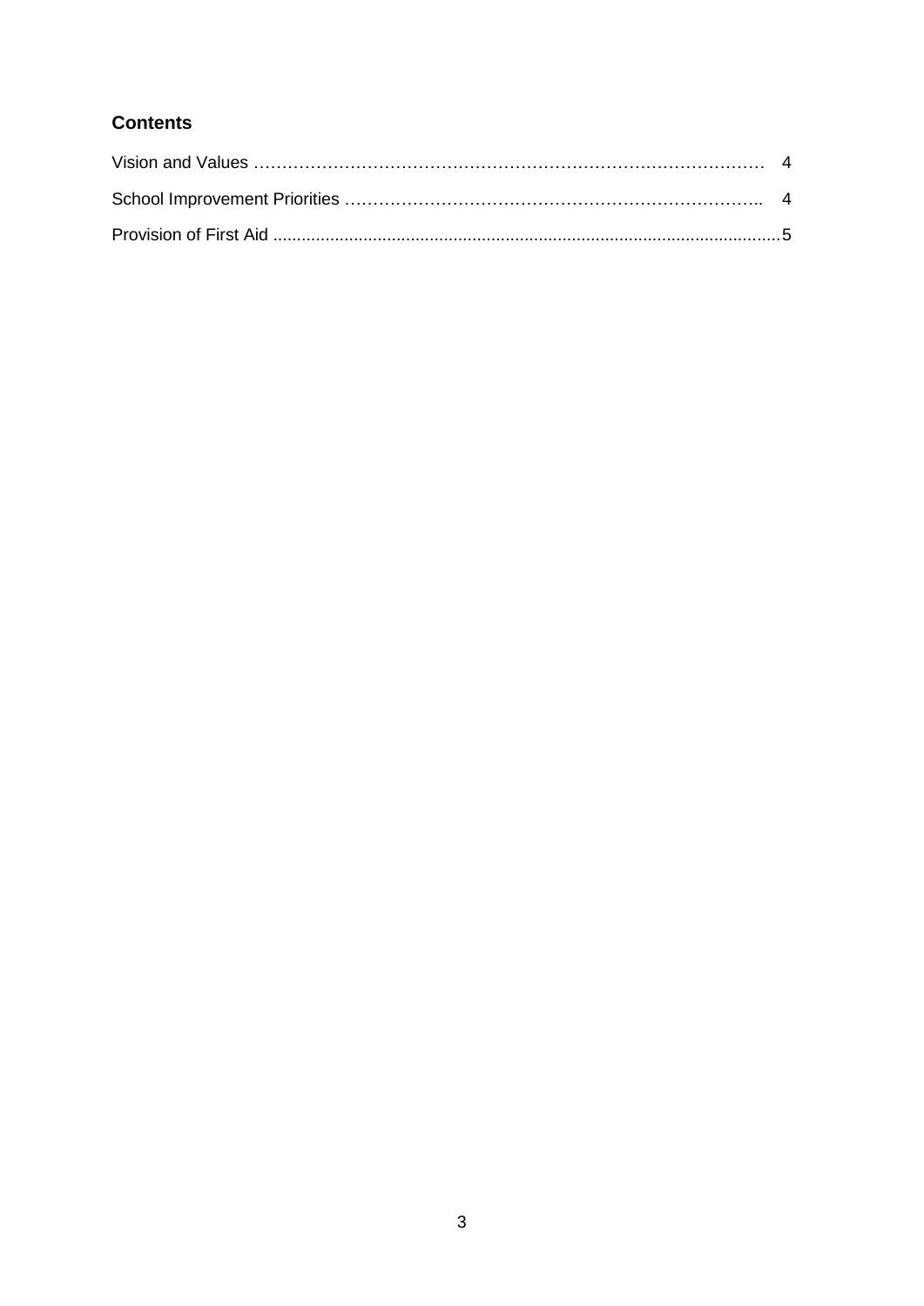## Contents

Vision and Values ……………………………………………………………………………… 4

School Improvement Priorities ………………………………………………………………….. 4

Provision of First Aid ............................................................................................................5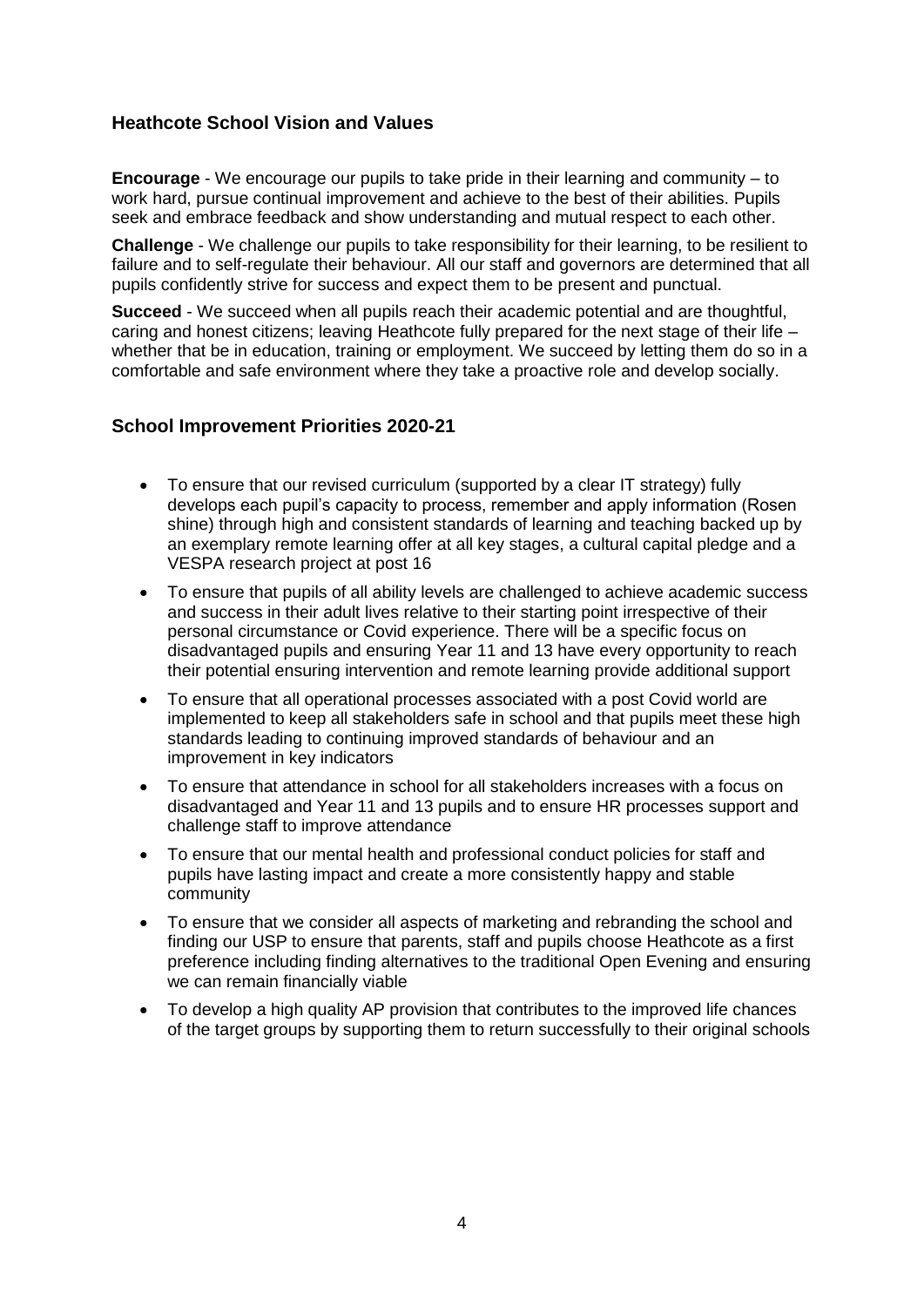## Heathcote School Vision and Values

**Encourage** - We encourage our pupils to take pride in their learning and community – to work hard, pursue continual improvement and achieve to the best of their abilities. Pupils seek and embrace feedback and show understanding and mutual respect to each other.

**Challenge** - We challenge our pupils to take responsibility for their learning, to be resilient to failure and to self-regulate their behaviour. All our staff and governors are determined that all pupils confidently strive for success and expect them to be present and punctual.

**Succeed** - We succeed when all pupils reach their academic potential and are thoughtful, caring and honest citizens; leaving Heathcote fully prepared for the next stage of their life – whether that be in education, training or employment. We succeed by letting them do so in a comfortable and safe environment where they take a proactive role and develop socially.

## School Improvement Priorities 2020-21

- To ensure that our revised curriculum (supported by a clear IT strategy) fully develops each pupil's capacity to process, remember and apply information (Rosen shine) through high and consistent standards of learning and teaching backed up by an exemplary remote learning offer at all key stages, a cultural capital pledge and a VESPA research project at post 16
- To ensure that pupils of all ability levels are challenged to achieve academic success and success in their adult lives relative to their starting point irrespective of their personal circumstance or Covid experience. There will be a specific focus on disadvantaged pupils and ensuring Year 11 and 13 have every opportunity to reach their potential ensuring intervention and remote learning provide additional support
- To ensure that all operational processes associated with a post Covid world are implemented to keep all stakeholders safe in school and that pupils meet these high standards leading to continuing improved standards of behaviour and an improvement in key indicators
- To ensure that attendance in school for all stakeholders increases with a focus on disadvantaged and Year 11 and 13 pupils and to ensure HR processes support and challenge staff to improve attendance
- To ensure that our mental health and professional conduct policies for staff and pupils have lasting impact and create a more consistently happy and stable community
- To ensure that we consider all aspects of marketing and rebranding the school and finding our USP to ensure that parents, staff and pupils choose Heathcote as a first preference including finding alternatives to the traditional Open Evening and ensuring we can remain financially viable
- To develop a high quality AP provision that contributes to the improved life chances of the target groups by supporting them to return successfully to their original schools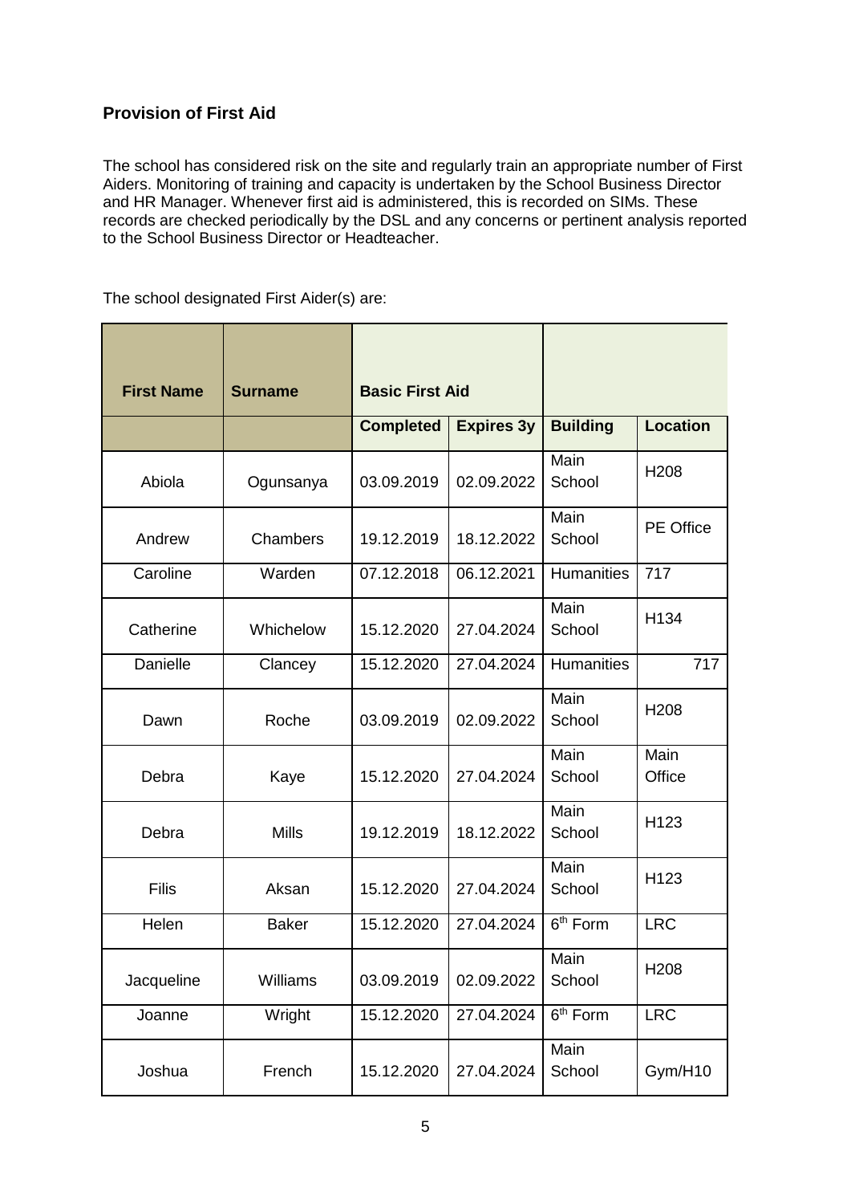## Provision of First Aid

The school has considered risk on the site and regularly train an appropriate number of First Aiders. Monitoring of training and capacity is undertaken by the School Business Director and HR Manager. Whenever first aid is administered, this is recorded on SIMs. These records are checked periodically by the DSL and any concerns or pertinent analysis reported to the School Business Director or Headteacher.

The school designated First Aider(s) are:

| First Name | Surname | Basic First Aid | | | |
|---|---|---|---|---|---|
| | | Completed | Expires 3y | Building | Location |
| Abiola | Ogunsanya | 03.09.2019 | 02.09.2022 | Main School | H208 |
| Andrew | Chambers | 19.12.2019 | 18.12.2022 | Main School | PE Office |
| Caroline | Warden | 07.12.2018 | 06.12.2021 | Humanities | 717 |
| Catherine | Whichelow | 15.12.2020 | 27.04.2024 | Main School | H134 |
| Danielle | Clancey | 15.12.2020 | 27.04.2024 | Humanities | 717 |
| Dawn | Roche | 03.09.2019 | 02.09.2022 | Main School | H208 |
| Debra | Kaye | 15.12.2020 | 27.04.2024 | Main School | Main Office |
| Debra | Mills | 19.12.2019 | 18.12.2022 | Main School | H123 |
| Filis | Aksan | 15.12.2020 | 27.04.2024 | Main School | H123 |
| Helen | Baker | 15.12.2020 | 27.04.2024 | 6th Form | LRC |
| Jacqueline | Williams | 03.09.2019 | 02.09.2022 | Main School | H208 |
| Joanne | Wright | 15.12.2020 | 27.04.2024 | 6th Form | LRC |
| Joshua | French | 15.12.2020 | 27.04.2024 | Main School | Gym/H10 |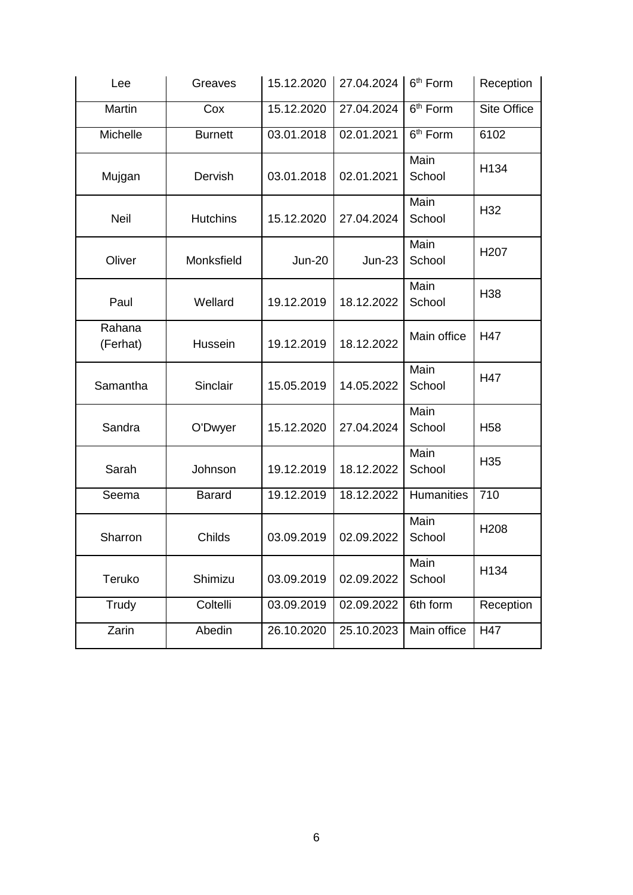| Lee | Greaves | 15.12.2020 | 27.04.2024 | 6th Form | Reception |
|---|---|---|---|---|---|
| Martin | Cox | 15.12.2020 | 27.04.2024 | 6th Form | Site Office |
| Michelle | Burnett | 03.01.2018 | 02.01.2021 | 6th Form | 6102 |
| Mujgan | Dervish | 03.01.2018 | 02.01.2021 | Main School | H134 |
| Neil | Hutchins | 15.12.2020 | 27.04.2024 | Main School | H32 |
| Oliver | Monksfield | Jun-20 | Jun-23 | Main School | H207 |
| Paul | Wellard | 19.12.2019 | 18.12.2022 | Main School | H38 |
| Rahana (Ferhat) | Hussein | 19.12.2019 | 18.12.2022 | Main office | H47 |
| Samantha | Sinclair | 15.05.2019 | 14.05.2022 | Main School | H47 |
| Sandra | O'Dwyer | 15.12.2020 | 27.04.2024 | Main School | H58 |
| Sarah | Johnson | 19.12.2019 | 18.12.2022 | Main School | H35 |
| Seema | Barard | 19.12.2019 | 18.12.2022 | Humanities | 710 |
| Sharron | Childs | 03.09.2019 | 02.09.2022 | Main School | H208 |
| Teruko | Shimizu | 03.09.2019 | 02.09.2022 | Main School | H134 |
| Trudy | Coltelli | 03.09.2019 | 02.09.2022 | 6th form | Reception |
| Zarin | Abedin | 26.10.2020 | 25.10.2023 | Main office | H47 |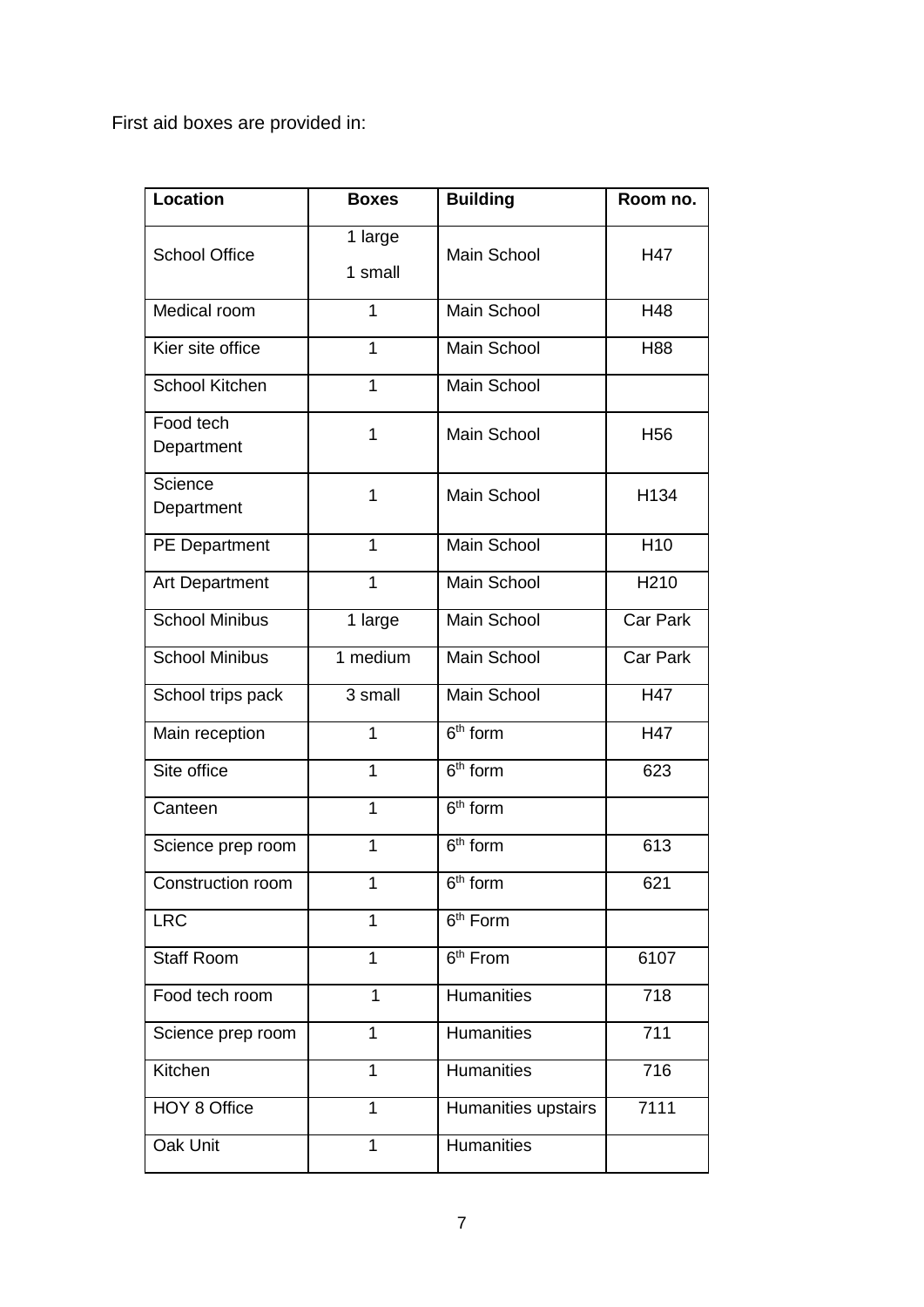First aid boxes are provided in:

| Location | Boxes | Building | Room no. |
|---|---|---|---|
| School Office | 1 large<br>1 small | Main School | H47 |
| Medical room | 1 | Main School | H48 |
| Kier site office | 1 | Main School | H88 |
| School Kitchen | 1 | Main School | |
| Food tech Department | 1 | Main School | H56 |
| Science Department | 1 | Main School | H134 |
| PE Department | 1 | Main School | H10 |
| Art Department | 1 | Main School | H210 |
| School Minibus | 1 large | Main School | Car Park |
| School Minibus | 1 medium | Main School | Car Park |
| School trips pack | 3 small | Main School | H47 |
| Main reception | 1 | 6th form | H47 |
| Site office | 1 | 6th form | 623 |
| Canteen | 1 | 6th form | |
| Science prep room | 1 | 6th form | 613 |
| Construction room | 1 | 6th form | 621 |
| LRC | 1 | 6th Form | |
| Staff Room | 1 | 6th From | 6107 |
| Food tech room | 1 | Humanities | 718 |
| Science prep room | 1 | Humanities | 711 |
| Kitchen | 1 | Humanities | 716 |
| HOY 8 Office | 1 | Humanities upstairs | 7111 |
| Oak Unit | 1 | Humanities | |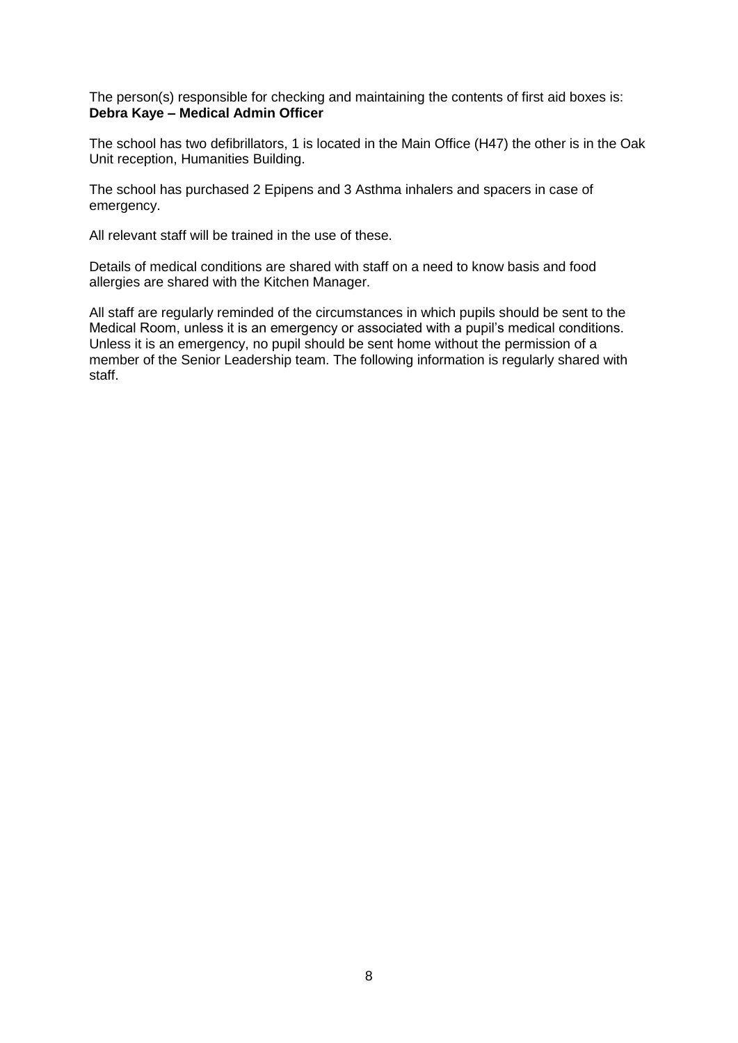The person(s) responsible for checking and maintaining the contents of first aid boxes is:
**Debra Kaye – Medical Admin Officer**

The school has two defibrillators, 1 is located in the Main Office (H47) the other is in the Oak Unit reception, Humanities Building.

The school has purchased 2 Epipens and 3 Asthma inhalers and spacers in case of emergency.

All relevant staff will be trained in the use of these.

Details of medical conditions are shared with staff on a need to know basis and food allergies are shared with the Kitchen Manager.

All staff are regularly reminded of the circumstances in which pupils should be sent to the Medical Room, unless it is an emergency or associated with a pupil's medical conditions. Unless it is an emergency, no pupil should be sent home without the permission of a member of the Senior Leadership team. The following information is regularly shared with staff.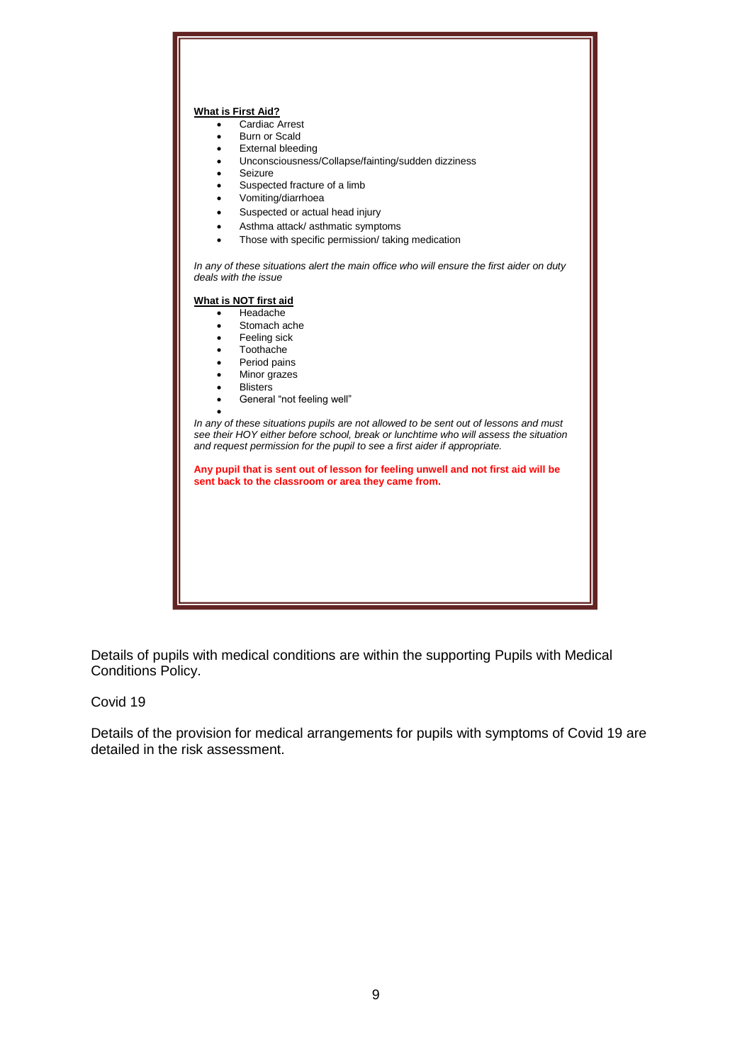**What is First Aid?**

- Cardiac Arrest
- Burn or Scald
- External bleeding
- Unconsciousness/Collapse/fainting/sudden dizziness
- Seizure
- Suspected fracture of a limb
- Vomiting/diarrhoea
- Suspected or actual head injury
- Asthma attack/ asthmatic symptoms
- Those with specific permission/ taking medication

*In any of these situations alert the main office who will ensure the first aider on duty deals with the issue*

**What is NOT first aid**

- Headache
- Stomach ache
- Feeling sick
- Toothache
- Period pains
- Minor grazes
- Blisters
- General "not feeling well"

*In any of these situations pupils are not allowed to be sent out of lessons and must see their HOY either before school, break or lunchtime who will assess the situation and request permission for the pupil to see a first aider if appropriate.*

**Any pupil that is sent out of lesson for feeling unwell and not first aid will be sent back to the classroom or area they came from.**

Details of pupils with medical conditions are within the supporting Pupils with Medical Conditions Policy.

Covid 19

Details of the provision for medical arrangements for pupils with symptoms of Covid 19 are detailed in the risk assessment.